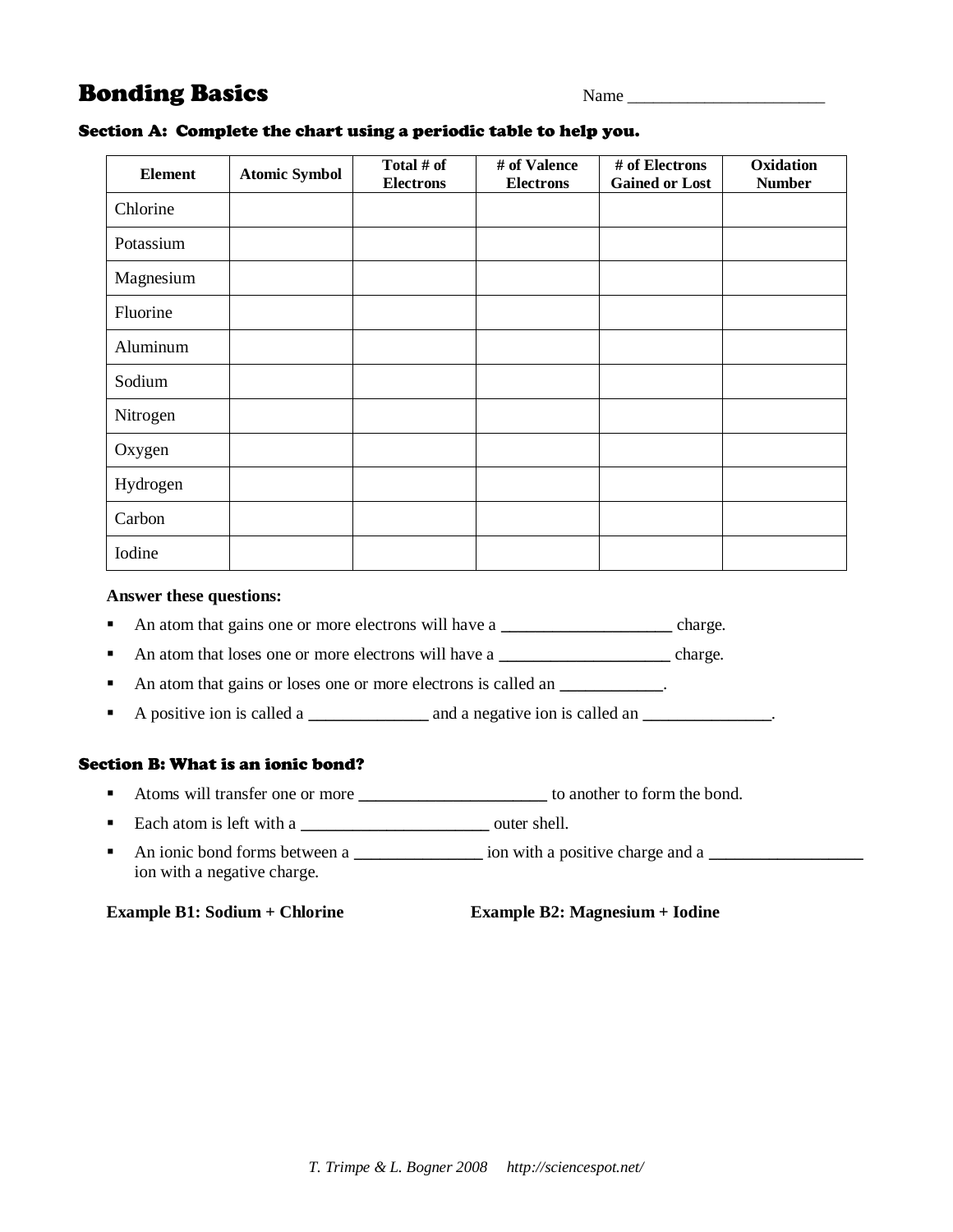# Bonding Basics

Name ________________________

## Section A: Complete the chart using a periodic table to help you.

| Element | Atomic Symbol | Total # of Electrons | # of Valence Electrons | # of Electrons Gained or Lost | Oxidation Number |
|---|---|---|---|---|---|
| Chlorine | | | | | |
| Potassium | | | | | |
| Magnesium | | | | | |
| Fluorine | | | | | |
| Aluminum | | | | | |
| Sodium | | | | | |
| Nitrogen | | | | | |
| Oxygen | | | | | |
| Hydrogen | | | | | |
| Carbon | | | | | |
| Iodine | | | | | |

**Answer these questions:**

- An atom that gains one or more electrons will have a ____________________ charge.
- An atom that loses one or more electrons will have a ____________________ charge.
- An atom that gains or loses one or more electrons is called an ____________.
- A positive ion is called a ______________ and a negative ion is called an _______________.

## Section B: What is an ionic bond?

- Atoms will transfer one or more ______________________ to another to form the bond.
- Each atom is left with a ______________________ outer shell.
- An ionic bond forms between a _______________ ion with a positive charge and a __________________ ion with a negative charge.

**Example B1: Sodium + Chlorine**

**Example B2: Magnesium + Iodine**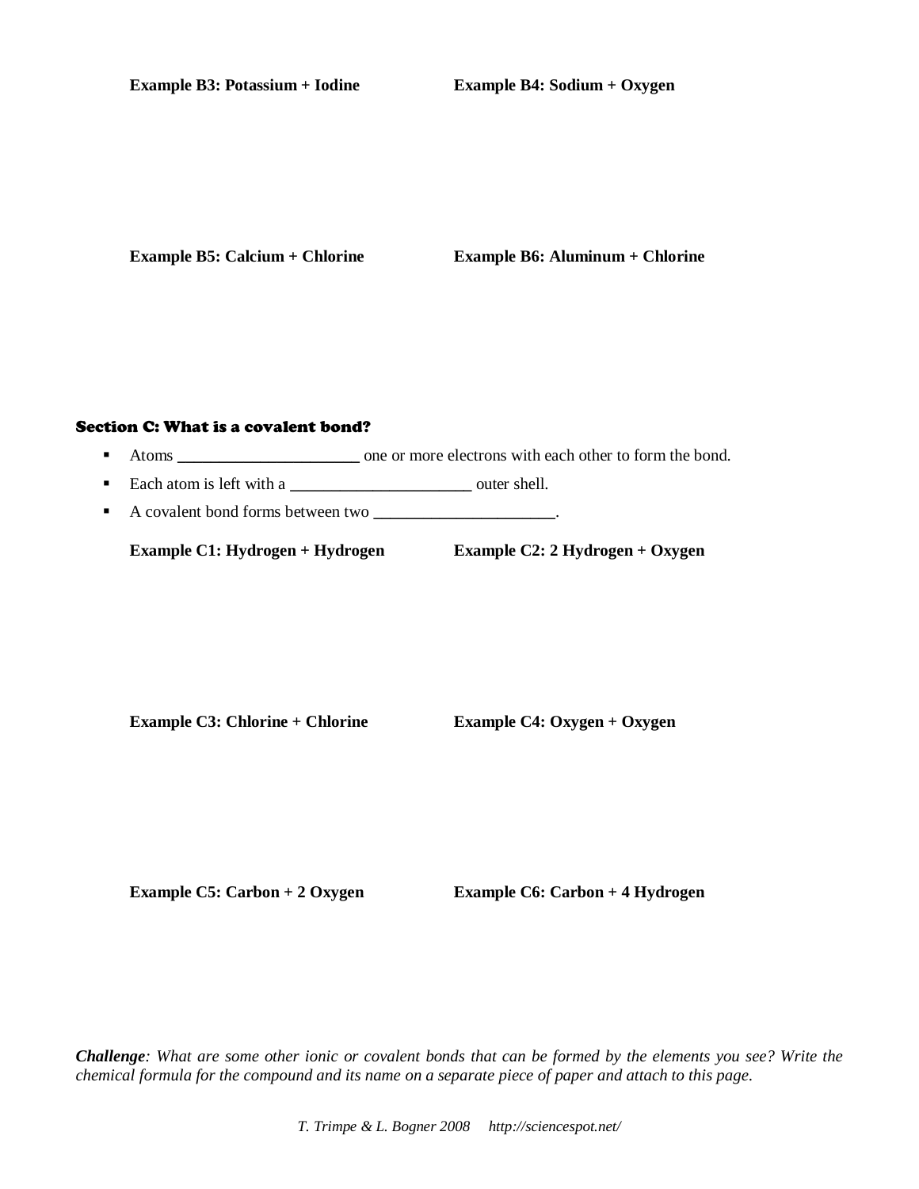**Example B3: Potassium + Iodine**

**Example B4: Sodium + Oxygen**

**Example B5: Calcium + Chlorine**

**Example B6: Aluminum + Chlorine**

## Section C: What is a covalent bond?

- Atoms ______________________ one or more electrons with each other to form the bond.
- Each atom is left with a ______________________ outer shell.
- A covalent bond forms between two ______________________.

**Example C1: Hydrogen + Hydrogen**

**Example C2: 2 Hydrogen + Oxygen**

**Example C3: Chlorine + Chlorine**

**Example C4: Oxygen + Oxygen**

**Example C5: Carbon + 2 Oxygen**

**Example C6: Carbon + 4 Hydrogen**

***Challenge****: What are some other ionic or covalent bonds that can be formed by the elements you see? Write the chemical formula for the compound and its name on a separate piece of paper and attach to this page.*

*T. Trimpe & L. Bogner 2008 http://sciencespot.net/*